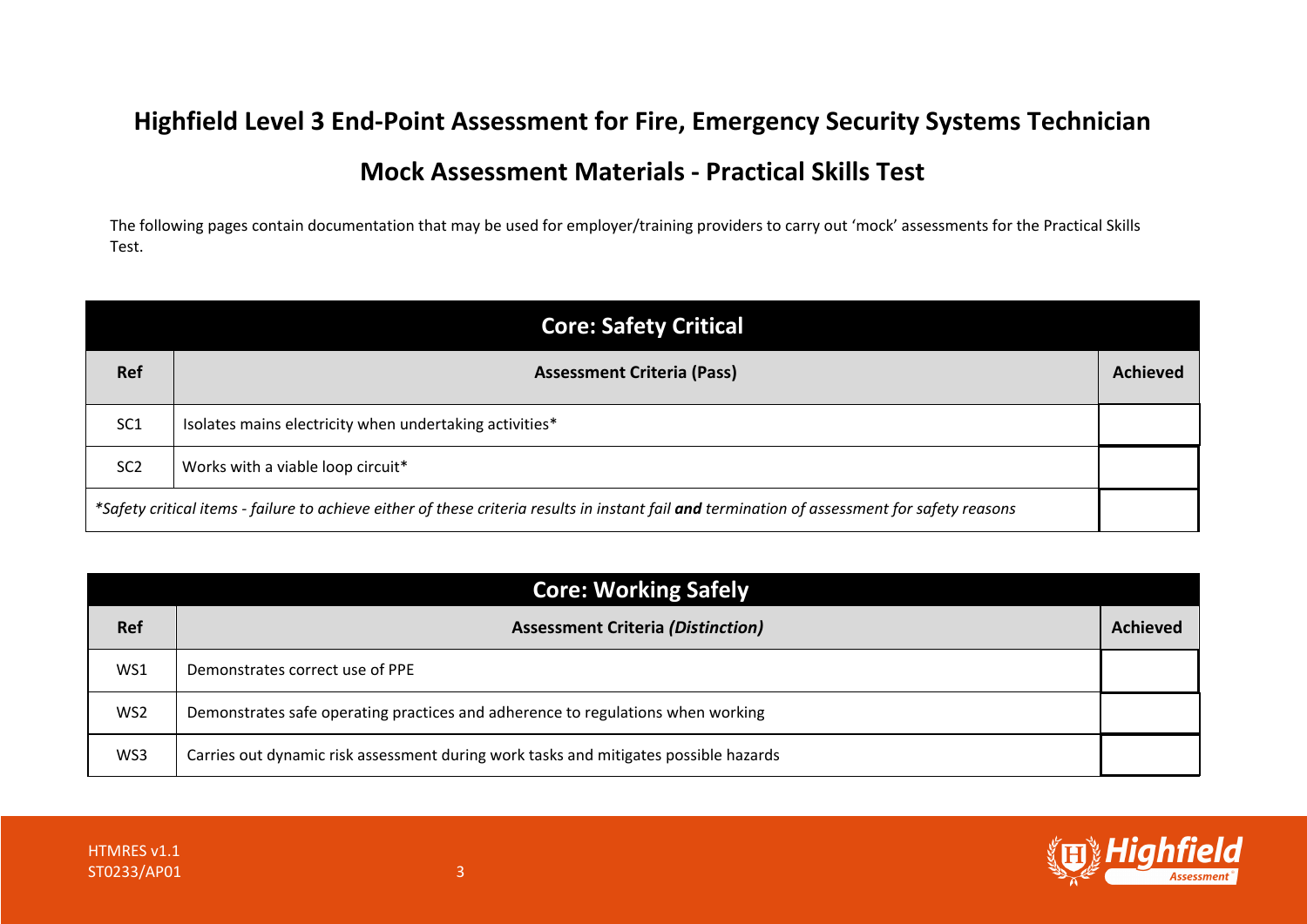# Highfield Level 3 End-Point Assessment for Fire, Emergency Security Systems Technician

## Mock Assessment Materials - Practical Skills Test

The following pages contain documentation that may be used for employer/training providers to carry out 'mock' assessments for the Practical Skills Test.

| Core: Safety Critical | | |
|---|---|---|
| **Ref** | **Assessment Criteria (Pass)** | **Achieved** |
| SC1 | Isolates mains electricity when undertaking activities* | |
| SC2 | Works with a viable loop circuit* | |
| *\*Safety critical items - failure to achieve either of these criteria results in instant fail **and** termination of assessment for safety reasons* | | |

| Core: Working Safely | | |
|---|---|---|
| **Ref** | **Assessment Criteria *(Distinction)*** | **Achieved** |
| WS1 | Demonstrates correct use of PPE | |
| WS2 | Demonstrates safe operating practices and adherence to regulations when working | |
| WS3 | Carries out dynamic risk assessment during work tasks and mitigates possible hazards | |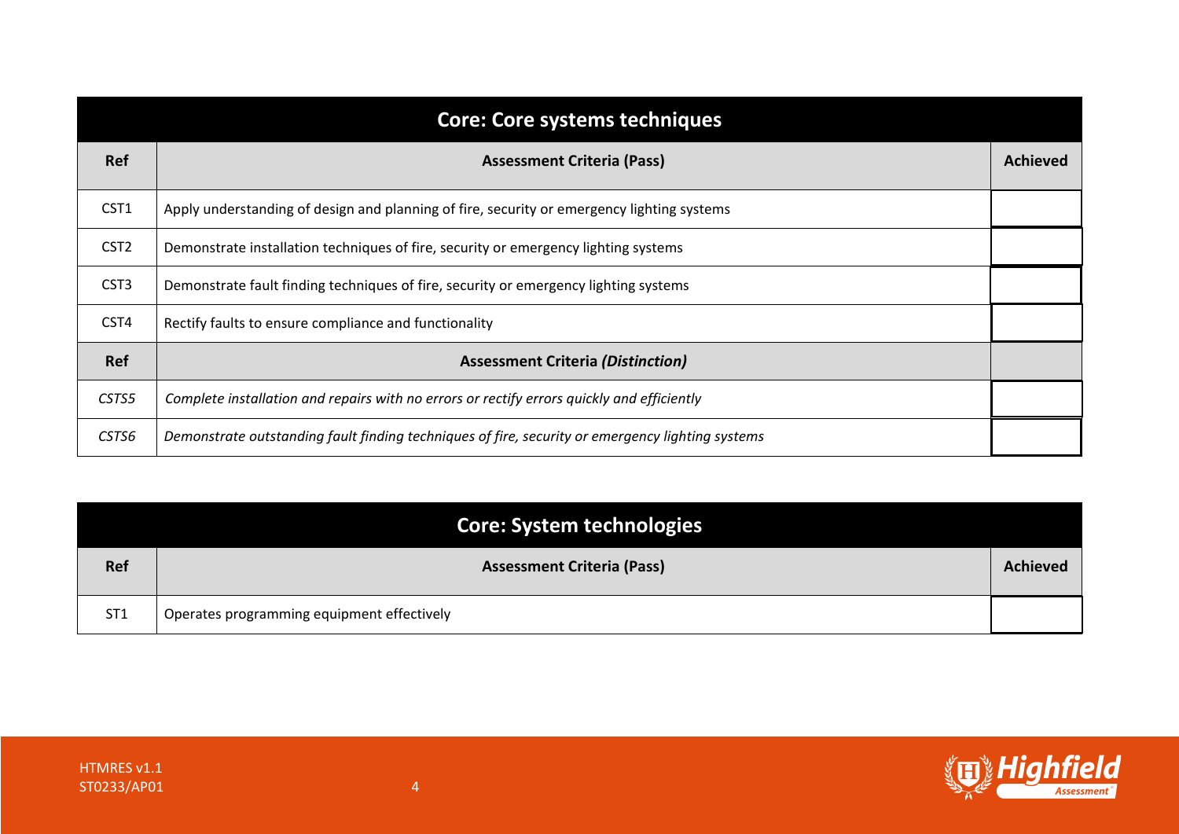## Core: Core systems techniques

| Ref | Assessment Criteria (Pass) | Achieved |
|---|---|---|
| CST1 | Apply understanding of design and planning of fire, security or emergency lighting systems | |
| CST2 | Demonstrate installation techniques of fire, security or emergency lighting systems | |
| CST3 | Demonstrate fault finding techniques of fire, security or emergency lighting systems | |
| CST4 | Rectify faults to ensure compliance and functionality | |
| **Ref** | **Assessment Criteria *(Distinction)*** | |
| *CSTS5* | *Complete installation and repairs with no errors or rectify errors quickly and efficiently* | |
| *CSTS6* | *Demonstrate outstanding fault finding techniques of fire, security or emergency lighting systems* | |

## Core: System technologies

| Ref | Assessment Criteria (Pass) | Achieved |
|---|---|---|
| ST1 | Operates programming equipment effectively | |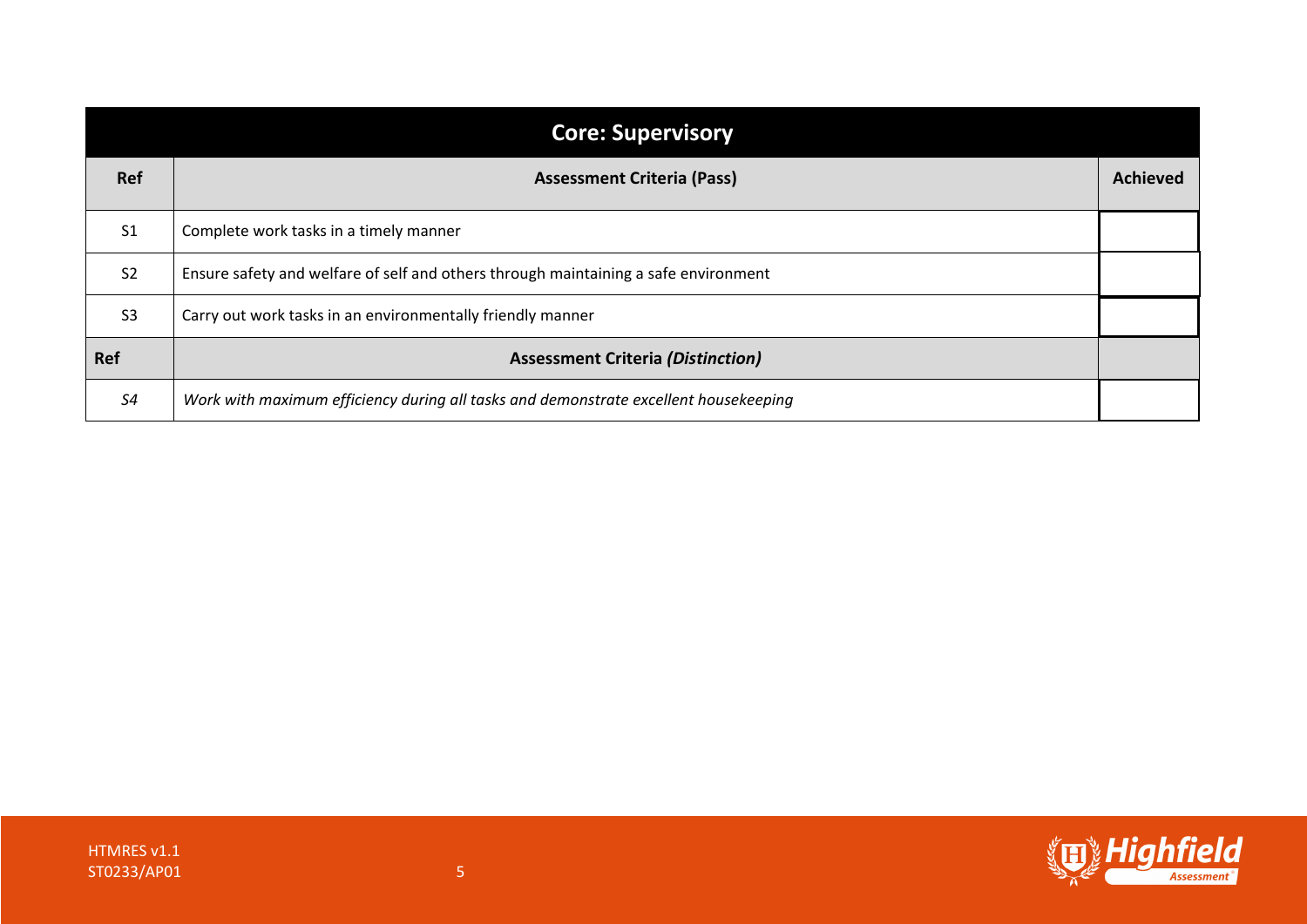| Core: Supervisory | | |
|---|---|---|
| **Ref** | **Assessment Criteria (Pass)** | **Achieved** |
| S1 | Complete work tasks in a timely manner | |
| S2 | Ensure safety and welfare of self and others through maintaining a safe environment | |
| S3 | Carry out work tasks in an environmentally friendly manner | |
| **Ref** | **Assessment Criteria *(Distinction)*** | |
| *S4* | *Work with maximum efficiency during all tasks and demonstrate excellent housekeeping* | |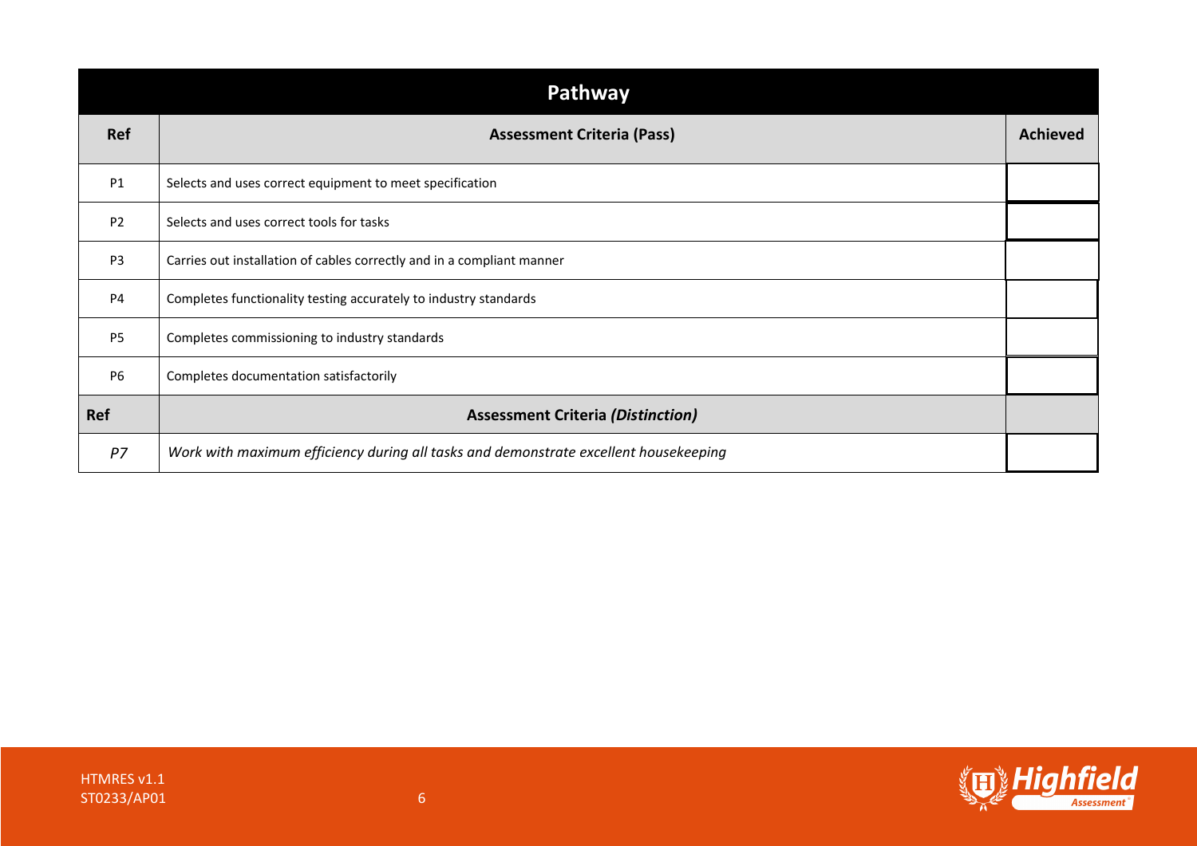| Pathway | | |
|---|---|---|
| **Ref** | **Assessment Criteria (Pass)** | **Achieved** |
| P1 | Selects and uses correct equipment to meet specification | |
| P2 | Selects and uses correct tools for tasks | |
| P3 | Carries out installation of cables correctly and in a compliant manner | |
| P4 | Completes functionality testing accurately to industry standards | |
| P5 | Completes commissioning to industry standards | |
| P6 | Completes documentation satisfactorily | |
| **Ref** | **Assessment Criteria *(Distinction)*** | |
| *P7* | *Work with maximum efficiency during all tasks and demonstrate excellent housekeeping* | |